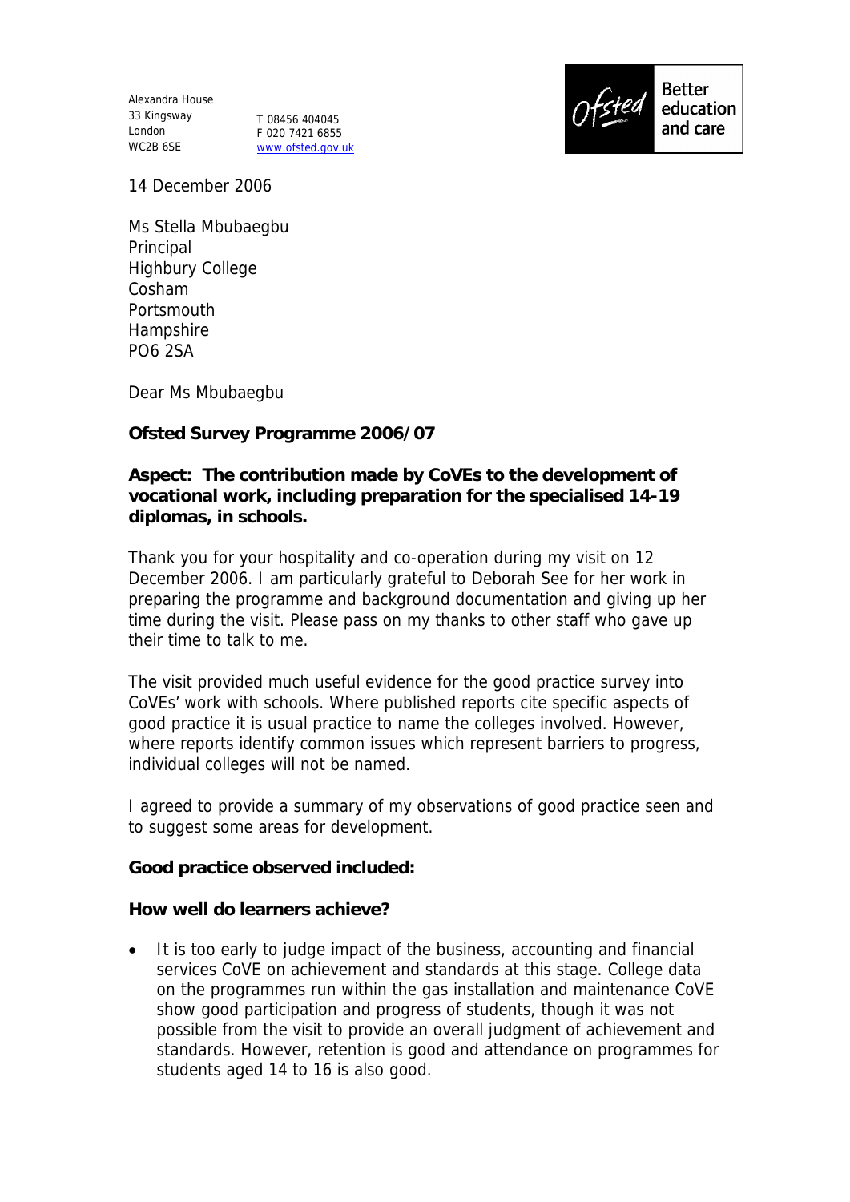Alexandra House
33 Kingsway
London
WC2B 6SE

T 08456 404045
F 020 7421 6855
www.ofsted.gov.uk

Ofsted Better education and care

14 December 2006

Ms Stella Mbubaegbu
Principal
Highbury College
Cosham
Portsmouth
Hampshire
PO6 2SA

Dear Ms Mbubaegbu

**Ofsted Survey Programme 2006/07**

**Aspect: The contribution made by CoVEs to the development of vocational work, including preparation for the specialised 14-19 diplomas, in schools.**

Thank you for your hospitality and co-operation during my visit on 12 December 2006. I am particularly grateful to Deborah See for her work in preparing the programme and background documentation and giving up her time during the visit. Please pass on my thanks to other staff who gave up their time to talk to me.

The visit provided much useful evidence for the good practice survey into CoVEs' work with schools. Where published reports cite specific aspects of good practice it is usual practice to name the colleges involved. However, where reports identify common issues which represent barriers to progress, individual colleges will not be named.

I agreed to provide a summary of my observations of good practice seen and to suggest some areas for development.

**Good practice observed included:**

**How well do learners achieve?**

- It is too early to judge impact of the business, accounting and financial services CoVE on achievement and standards at this stage. College data on the programmes run within the gas installation and maintenance CoVE show good participation and progress of students, though it was not possible from the visit to provide an overall judgment of achievement and standards. However, retention is good and attendance on programmes for students aged 14 to 16 is also good.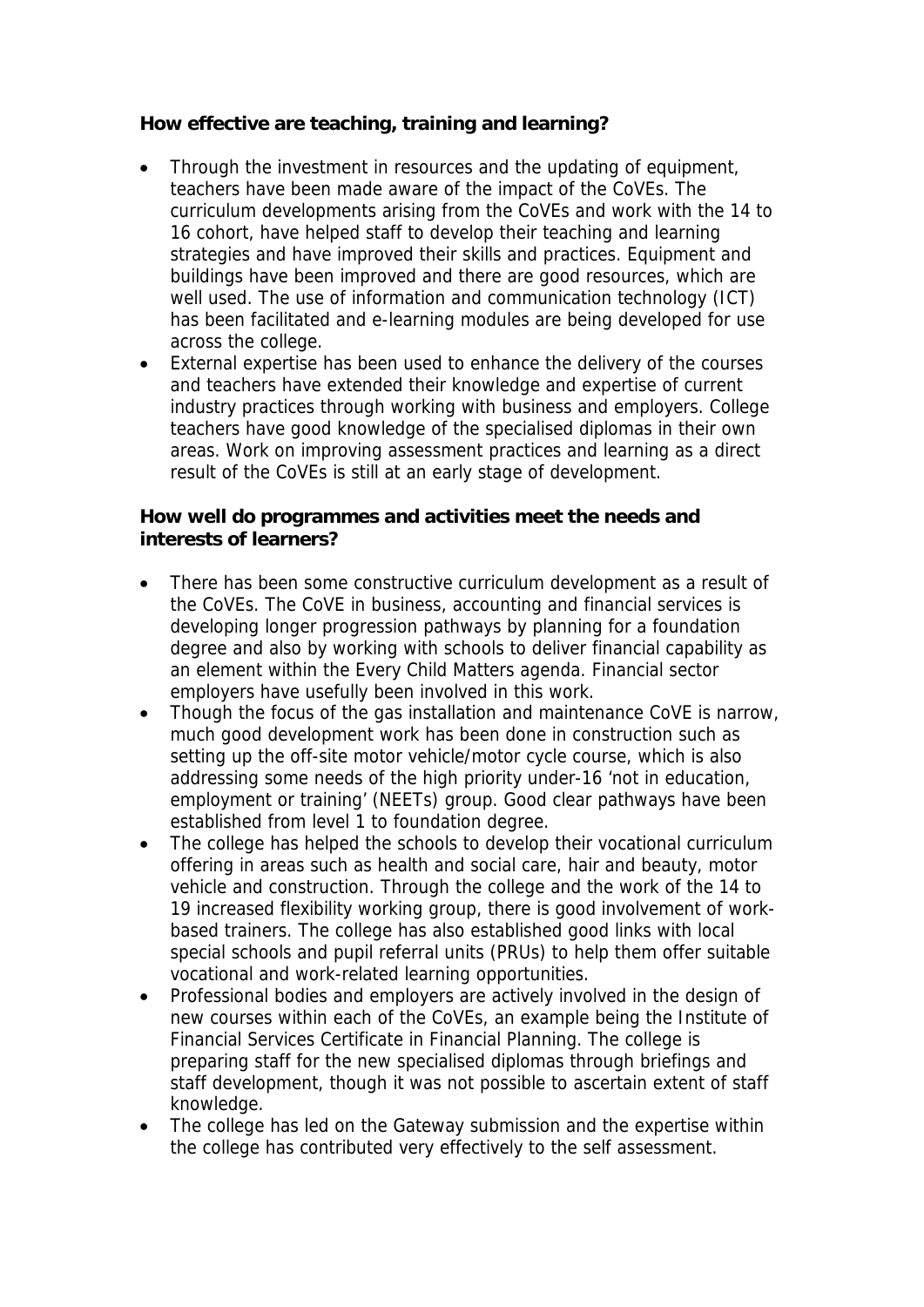**How effective are teaching, training and learning?**

- Through the investment in resources and the updating of equipment, teachers have been made aware of the impact of the CoVEs. The curriculum developments arising from the CoVEs and work with the 14 to 16 cohort, have helped staff to develop their teaching and learning strategies and have improved their skills and practices. Equipment and buildings have been improved and there are good resources, which are well used. The use of information and communication technology (ICT) has been facilitated and e-learning modules are being developed for use across the college.
- External expertise has been used to enhance the delivery of the courses and teachers have extended their knowledge and expertise of current industry practices through working with business and employers. College teachers have good knowledge of the specialised diplomas in their own areas. Work on improving assessment practices and learning as a direct result of the CoVEs is still at an early stage of development.

**How well do programmes and activities meet the needs and interests of learners?**

- There has been some constructive curriculum development as a result of the CoVEs. The CoVE in business, accounting and financial services is developing longer progression pathways by planning for a foundation degree and also by working with schools to deliver financial capability as an element within the Every Child Matters agenda. Financial sector employers have usefully been involved in this work.
- Though the focus of the gas installation and maintenance CoVE is narrow, much good development work has been done in construction such as setting up the off-site motor vehicle/motor cycle course, which is also addressing some needs of the high priority under-16 'not in education, employment or training' (NEETs) group. Good clear pathways have been established from level 1 to foundation degree.
- The college has helped the schools to develop their vocational curriculum offering in areas such as health and social care, hair and beauty, motor vehicle and construction. Through the college and the work of the 14 to 19 increased flexibility working group, there is good involvement of work-based trainers. The college has also established good links with local special schools and pupil referral units (PRUs) to help them offer suitable vocational and work-related learning opportunities.
- Professional bodies and employers are actively involved in the design of new courses within each of the CoVEs, an example being the Institute of Financial Services Certificate in Financial Planning. The college is preparing staff for the new specialised diplomas through briefings and staff development, though it was not possible to ascertain extent of staff knowledge.
- The college has led on the Gateway submission and the expertise within the college has contributed very effectively to the self assessment.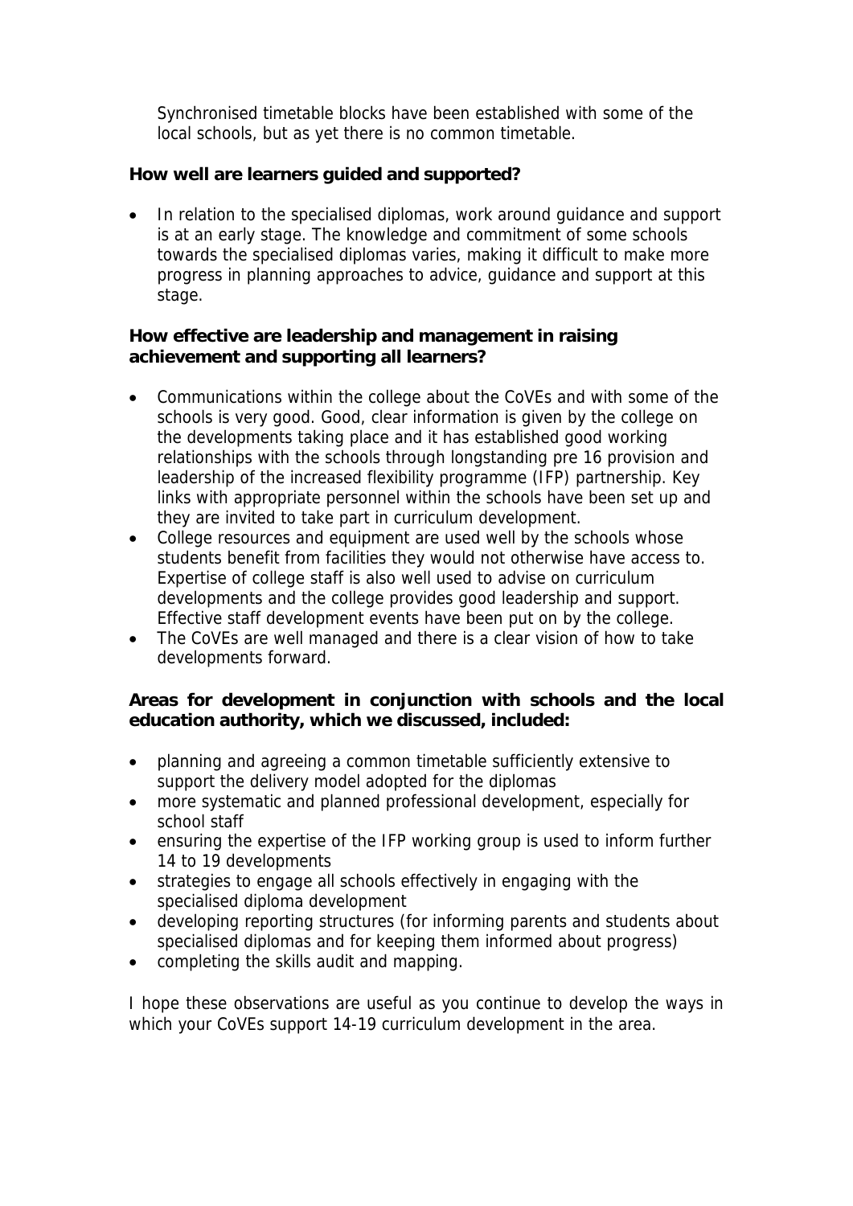Synchronised timetable blocks have been established with some of the local schools, but as yet there is no common timetable.

**How well are learners guided and supported?**

- In relation to the specialised diplomas, work around guidance and support is at an early stage. The knowledge and commitment of some schools towards the specialised diplomas varies, making it difficult to make more progress in planning approaches to advice, guidance and support at this stage.

**How effective are leadership and management in raising achievement and supporting all learners?**

- Communications within the college about the CoVEs and with some of the schools is very good. Good, clear information is given by the college on the developments taking place and it has established good working relationships with the schools through longstanding pre 16 provision and leadership of the increased flexibility programme (IFP) partnership. Key links with appropriate personnel within the schools have been set up and they are invited to take part in curriculum development.
- College resources and equipment are used well by the schools whose students benefit from facilities they would not otherwise have access to. Expertise of college staff is also well used to advise on curriculum developments and the college provides good leadership and support. Effective staff development events have been put on by the college.
- The CoVEs are well managed and there is a clear vision of how to take developments forward.

**Areas for development in conjunction with schools and the local education authority, which we discussed, included:**

- planning and agreeing a common timetable sufficiently extensive to support the delivery model adopted for the diplomas
- more systematic and planned professional development, especially for school staff
- ensuring the expertise of the IFP working group is used to inform further 14 to 19 developments
- strategies to engage all schools effectively in engaging with the specialised diploma development
- developing reporting structures (for informing parents and students about specialised diplomas and for keeping them informed about progress)
- completing the skills audit and mapping.

I hope these observations are useful as you continue to develop the ways in which your CoVEs support 14-19 curriculum development in the area.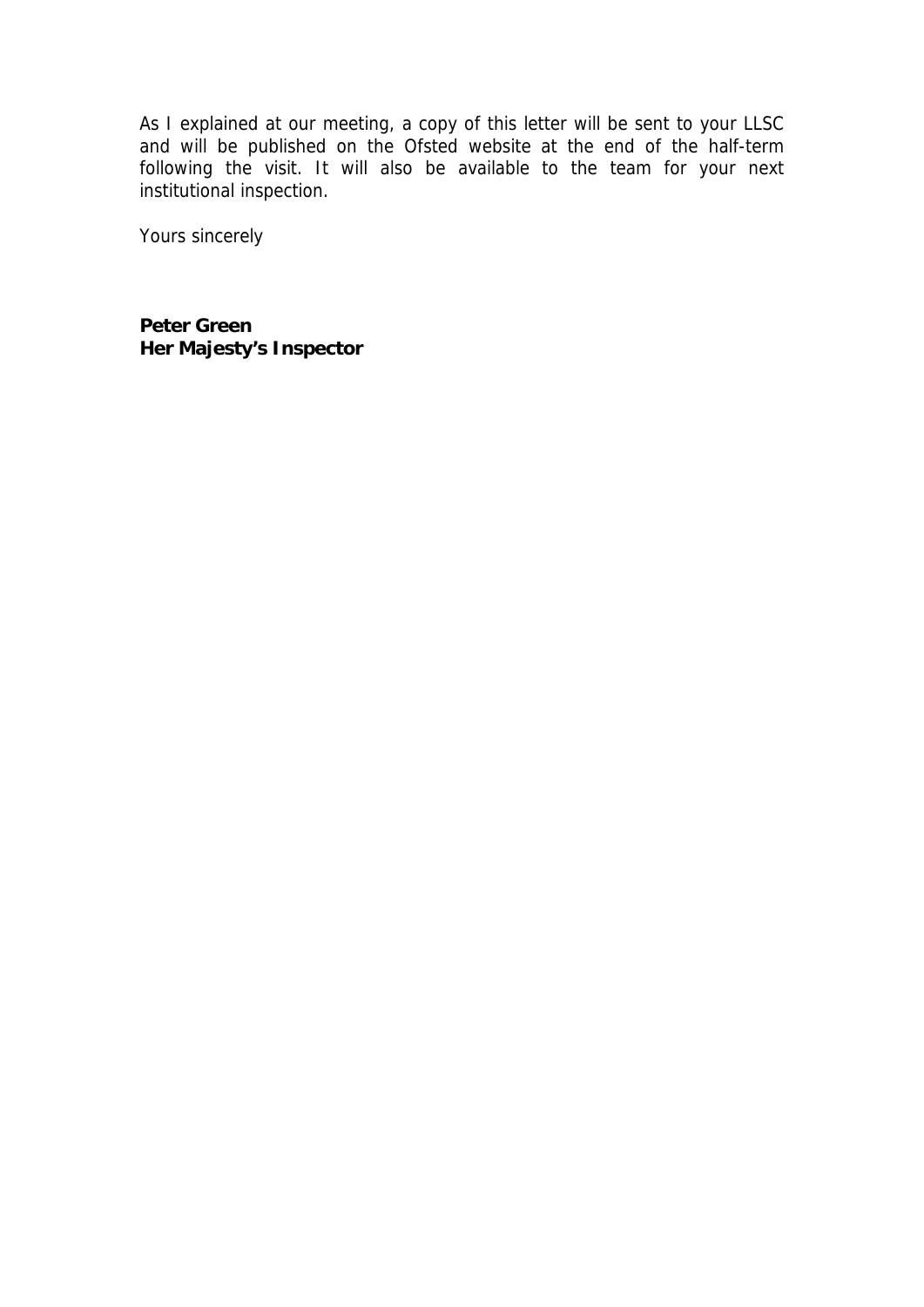As I explained at our meeting, a copy of this letter will be sent to your LLSC and will be published on the Ofsted website at the end of the half-term following the visit. It will also be available to the team for your next institutional inspection.

Yours sincerely

**Peter Green**
**Her Majesty's Inspector**